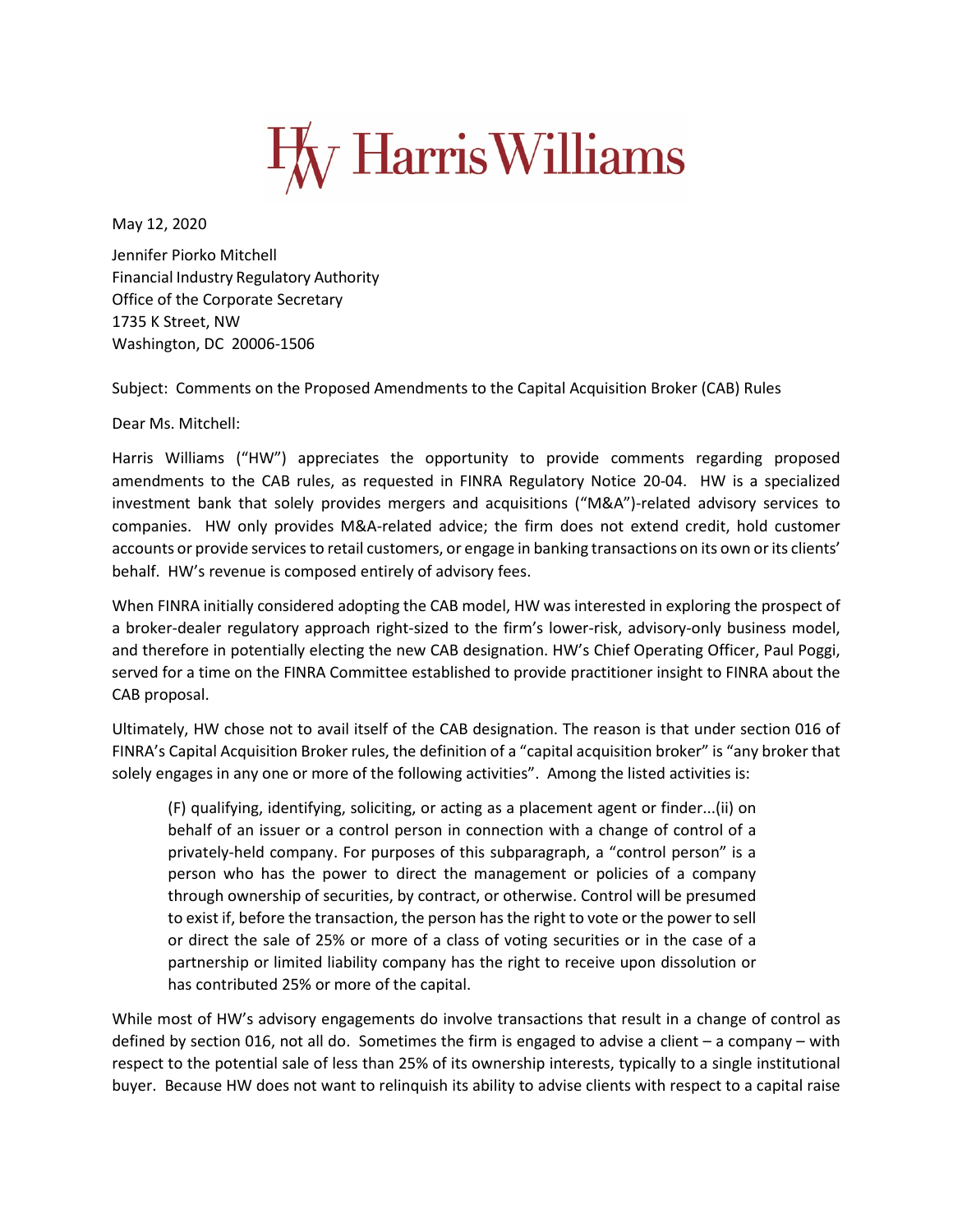# Harris Williams

May 12, 2020

Jennifer Piorko Mitchell
Financial Industry Regulatory Authority
Office of the Corporate Secretary
1735 K Street, NW
Washington, DC 20006-1506

Subject: Comments on the Proposed Amendments to the Capital Acquisition Broker (CAB) Rules

Dear Ms. Mitchell:

Harris Williams ("HW") appreciates the opportunity to provide comments regarding proposed amendments to the CAB rules, as requested in FINRA Regulatory Notice 20-04. HW is a specialized investment bank that solely provides mergers and acquisitions ("M&A")-related advisory services to companies. HW only provides M&A-related advice; the firm does not extend credit, hold customer accounts or provide services to retail customers, or engage in banking transactions on its own or its clients' behalf. HW's revenue is composed entirely of advisory fees.

When FINRA initially considered adopting the CAB model, HW was interested in exploring the prospect of a broker-dealer regulatory approach right-sized to the firm's lower-risk, advisory-only business model, and therefore in potentially electing the new CAB designation. HW's Chief Operating Officer, Paul Poggi, served for a time on the FINRA Committee established to provide practitioner insight to FINRA about the CAB proposal.

Ultimately, HW chose not to avail itself of the CAB designation. The reason is that under section 016 of FINRA's Capital Acquisition Broker rules, the definition of a "capital acquisition broker" is "any broker that solely engages in any one or more of the following activities". Among the listed activities is:

> (F) qualifying, identifying, soliciting, or acting as a placement agent or finder...(ii) on behalf of an issuer or a control person in connection with a change of control of a privately-held company. For purposes of this subparagraph, a "control person" is a person who has the power to direct the management or policies of a company through ownership of securities, by contract, or otherwise. Control will be presumed to exist if, before the transaction, the person has the right to vote or the power to sell or direct the sale of 25% or more of a class of voting securities or in the case of a partnership or limited liability company has the right to receive upon dissolution or has contributed 25% or more of the capital.

While most of HW's advisory engagements do involve transactions that result in a change of control as defined by section 016, not all do. Sometimes the firm is engaged to advise a client – a company – with respect to the potential sale of less than 25% of its ownership interests, typically to a single institutional buyer. Because HW does not want to relinquish its ability to advise clients with respect to a capital raise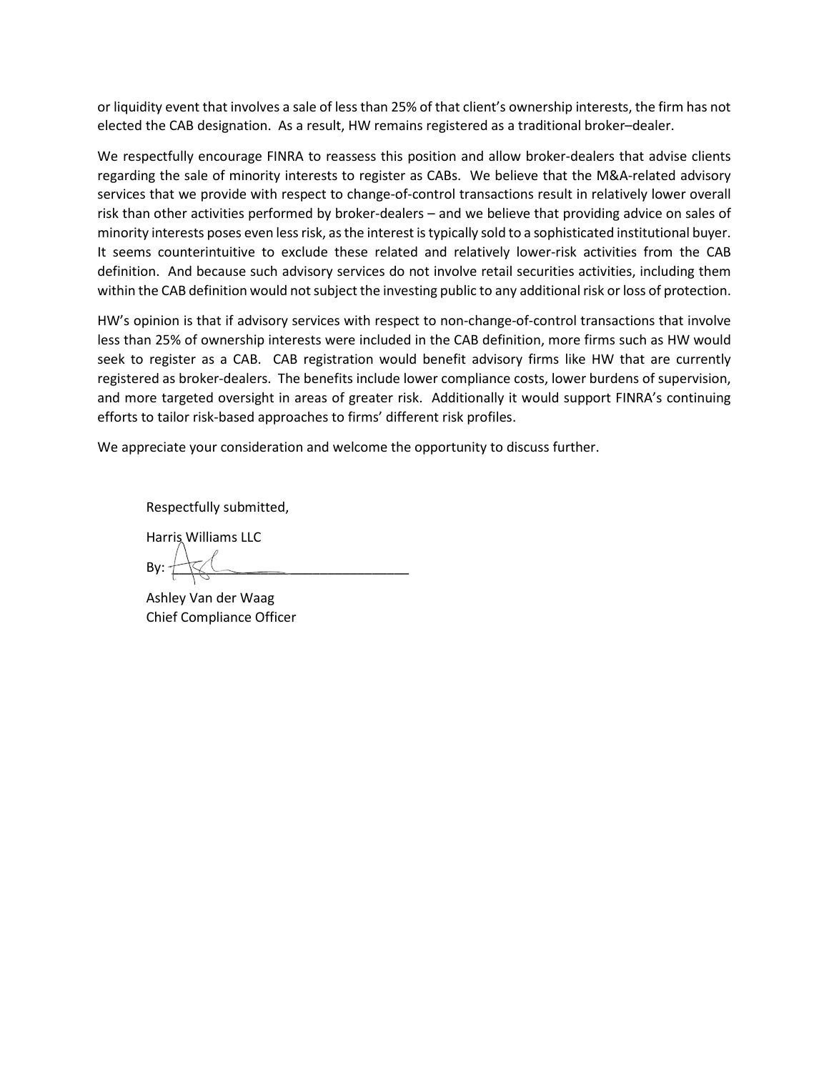or liquidity event that involves a sale of less than 25% of that client's ownership interests, the firm has not elected the CAB designation. As a result, HW remains registered as a traditional broker–dealer.

We respectfully encourage FINRA to reassess this position and allow broker-dealers that advise clients regarding the sale of minority interests to register as CABs. We believe that the M&A-related advisory services that we provide with respect to change-of-control transactions result in relatively lower overall risk than other activities performed by broker-dealers – and we believe that providing advice on sales of minority interests poses even less risk, as the interest is typically sold to a sophisticated institutional buyer. It seems counterintuitive to exclude these related and relatively lower-risk activities from the CAB definition. And because such advisory services do not involve retail securities activities, including them within the CAB definition would not subject the investing public to any additional risk or loss of protection.

HW's opinion is that if advisory services with respect to non-change-of-control transactions that involve less than 25% of ownership interests were included in the CAB definition, more firms such as HW would seek to register as a CAB. CAB registration would benefit advisory firms like HW that are currently registered as broker-dealers. The benefits include lower compliance costs, lower burdens of supervision, and more targeted oversight in areas of greater risk. Additionally it would support FINRA's continuing efforts to tailor risk-based approaches to firms' different risk profiles.

We appreciate your consideration and welcome the opportunity to discuss further.

Respectfully submitted,

Harris Williams LLC

By: ______________________________

Ashley Van der Waag
Chief Compliance Officer